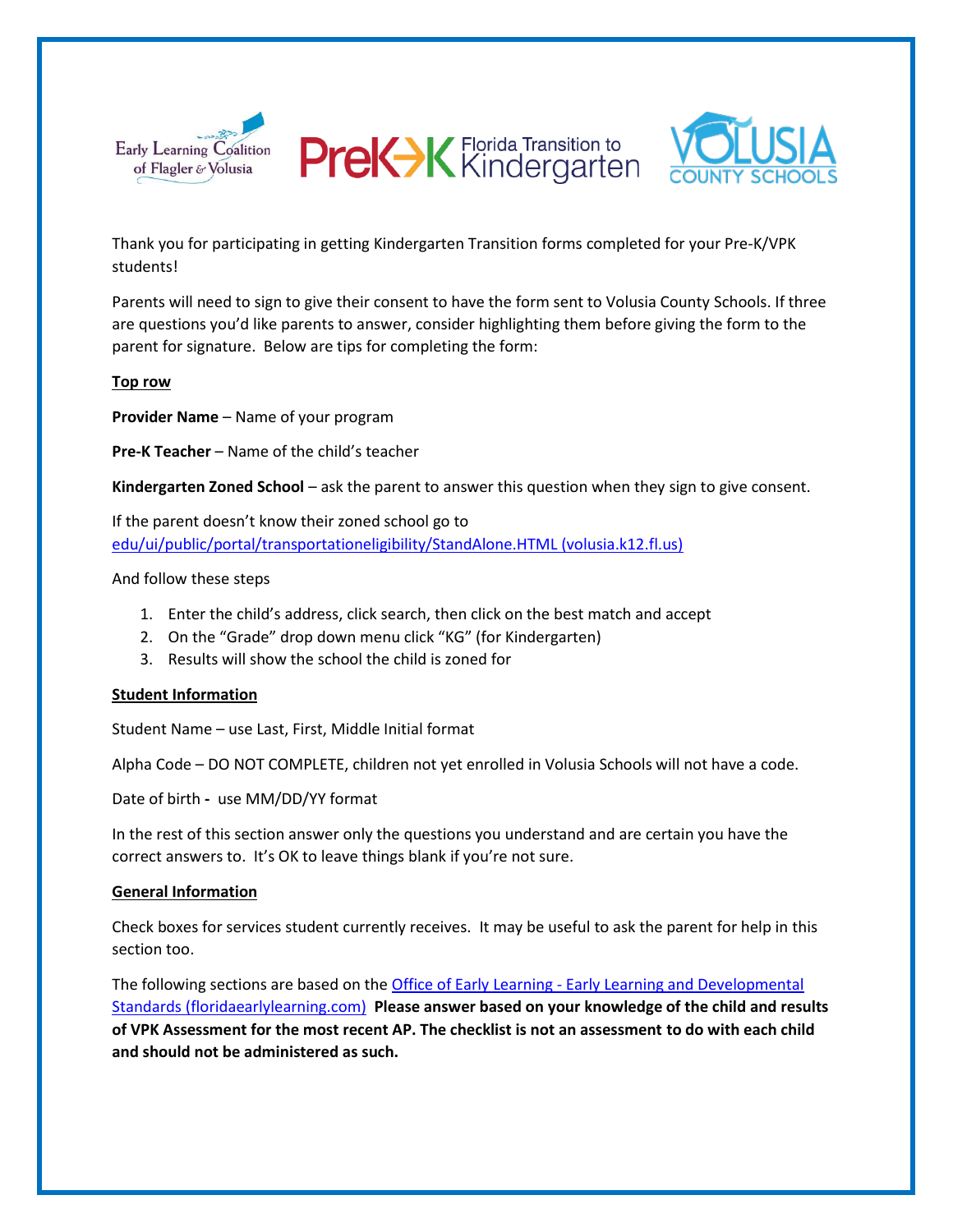Thank you for participating in getting Kindergarten Transition forms completed for your Pre-K/VPK students!

Parents will need to sign to give their consent to have the form sent to Volusia County Schools. If three are questions you'd like parents to answer, consider highlighting them before giving the form to the parent for signature. Below are tips for completing the form:

**Top row**

**Provider Name** – Name of your program

**Pre-K Teacher** – Name of the child's teacher

**Kindergarten Zoned School** – ask the parent to answer this question when they sign to give consent.

If the parent doesn't know their zoned school go to edu/ui/public/portal/transportationeligibility/StandAlone.HTML (volusia.k12.fl.us)

And follow these steps

1. Enter the child's address, click search, then click on the best match and accept
2. On the "Grade" drop down menu click "KG" (for Kindergarten)
3. Results will show the school the child is zoned for

**Student Information**

Student Name – use Last, First, Middle Initial format

Alpha Code – DO NOT COMPLETE, children not yet enrolled in Volusia Schools will not have a code.

Date of birth - use MM/DD/YY format

In the rest of this section answer only the questions you understand and are certain you have the correct answers to. It's OK to leave things blank if you're not sure.

**General Information**

Check boxes for services student currently receives. It may be useful to ask the parent for help in this section too.

The following sections are based on the Office of Early Learning - Early Learning and Developmental Standards (floridaearlylearning.com) **Please answer based on your knowledge of the child and results of VPK Assessment for the most recent AP. The checklist is not an assessment to do with each child and should not be administered as such.**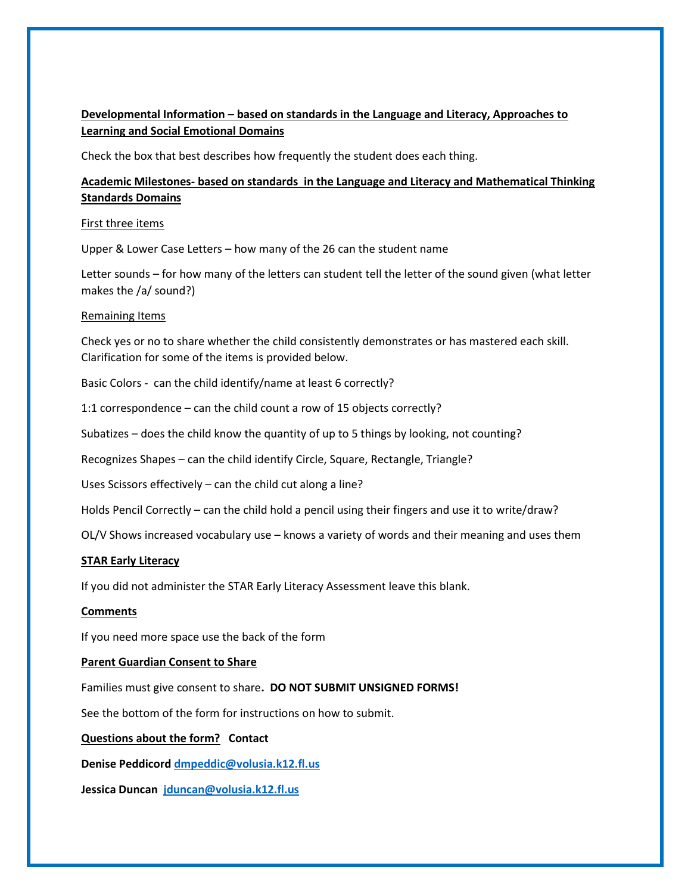**<u>Developmental Information – based on standards in the Language and Literacy, Approaches to Learning and Social Emotional Domains</u>**

Check the box that best describes how frequently the student does each thing.

**<u>Academic Milestones- based on standards in the Language and Literacy and Mathematical Thinking Standards Domains</u>**

<u>First three items</u>

Upper & Lower Case Letters – how many of the 26 can the student name

Letter sounds – for how many of the letters can student tell the letter of the sound given (what letter makes the /a/ sound?)

<u>Remaining Items</u>

Check yes or no to share whether the child consistently demonstrates or has mastered each skill. Clarification for some of the items is provided below.

Basic Colors - can the child identify/name at least 6 correctly?

1:1 correspondence – can the child count a row of 15 objects correctly?

Subatizes – does the child know the quantity of up to 5 things by looking, not counting?

Recognizes Shapes – can the child identify Circle, Square, Rectangle, Triangle?

Uses Scissors effectively – can the child cut along a line?

Holds Pencil Correctly – can the child hold a pencil using their fingers and use it to write/draw?

OL/V Shows increased vocabulary use – knows a variety of words and their meaning and uses them

**<u>STAR Early Literacy</u>**

If you did not administer the STAR Early Literacy Assessment leave this blank.

**<u>Comments</u>**

If you need more space use the back of the form

**<u>Parent Guardian Consent to Share</u>**

Families must give consent to share**. DO NOT SUBMIT UNSIGNED FORMS!**

See the bottom of the form for instructions on how to submit.

**<u>Questions about the form?</u> Contact**

**Denise Peddicord [dmpeddic@volusia.k12.fl.us](mailto:dmpeddic@volusia.k12.fl.us)**

**Jessica Duncan [jduncan@volusia.k12.fl.us](mailto:jduncan@volusia.k12.fl.us)**